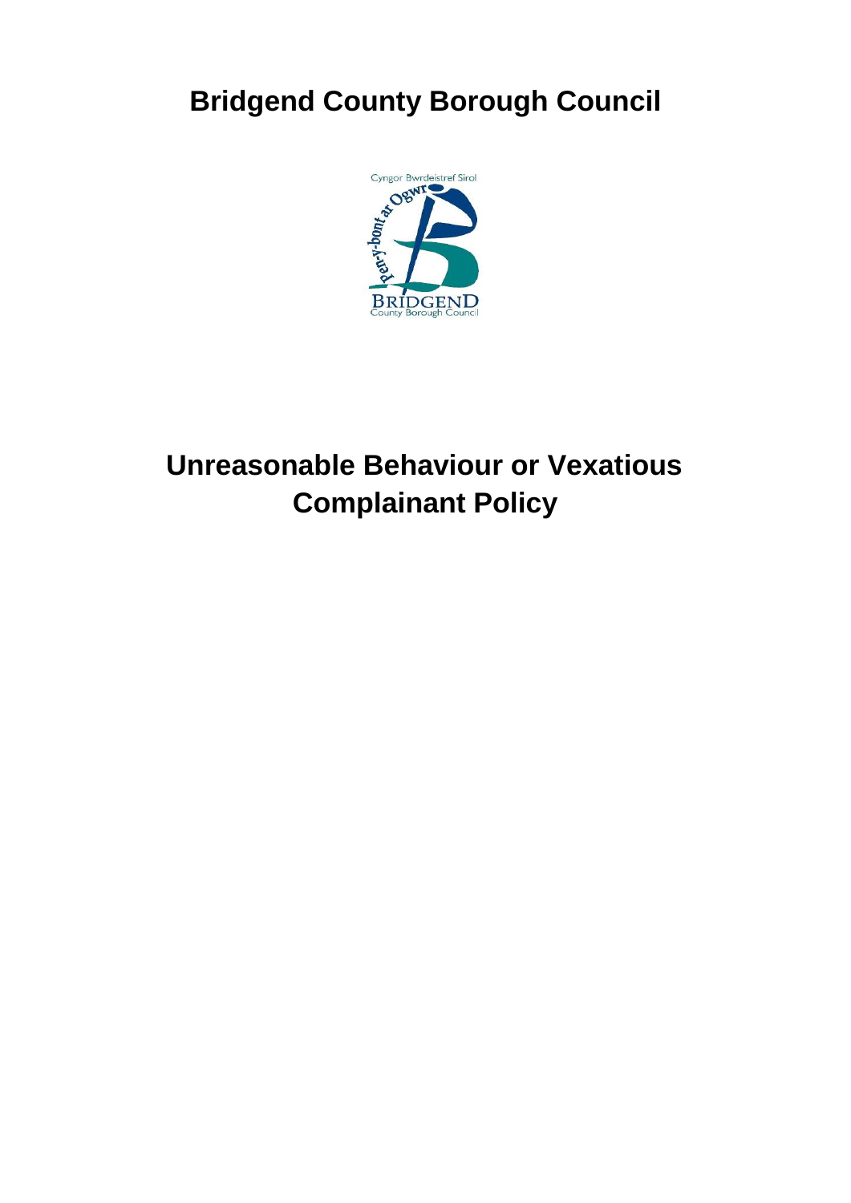# Bridgend County Borough Council

# Unreasonable Behaviour or Vexatious Complainant Policy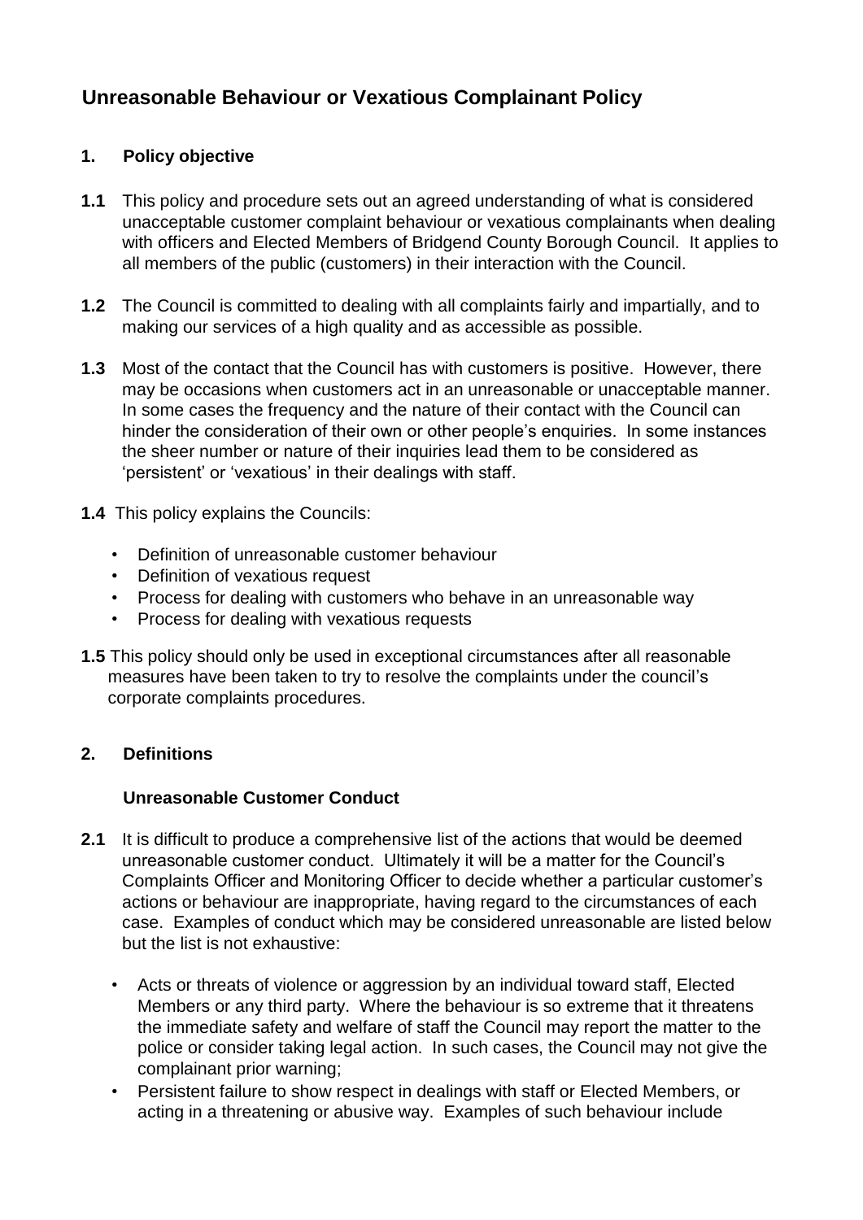# Unreasonable Behaviour or Vexatious Complainant Policy

## 1. Policy objective

**1.1** This policy and procedure sets out an agreed understanding of what is considered unacceptable customer complaint behaviour or vexatious complainants when dealing with officers and Elected Members of Bridgend County Borough Council. It applies to all members of the public (customers) in their interaction with the Council.

**1.2** The Council is committed to dealing with all complaints fairly and impartially, and to making our services of a high quality and as accessible as possible.

**1.3** Most of the contact that the Council has with customers is positive. However, there may be occasions when customers act in an unreasonable or unacceptable manner. In some cases the frequency and the nature of their contact with the Council can hinder the consideration of their own or other people's enquiries. In some instances the sheer number or nature of their inquiries lead them to be considered as 'persistent' or 'vexatious' in their dealings with staff.

**1.4** This policy explains the Councils:

- Definition of unreasonable customer behaviour
- Definition of vexatious request
- Process for dealing with customers who behave in an unreasonable way
- Process for dealing with vexatious requests

**1.5** This policy should only be used in exceptional circumstances after all reasonable measures have been taken to try to resolve the complaints under the council's corporate complaints procedures.

## 2. Definitions

### Unreasonable Customer Conduct

**2.1** It is difficult to produce a comprehensive list of the actions that would be deemed unreasonable customer conduct. Ultimately it will be a matter for the Council's Complaints Officer and Monitoring Officer to decide whether a particular customer's actions or behaviour are inappropriate, having regard to the circumstances of each case. Examples of conduct which may be considered unreasonable are listed below but the list is not exhaustive:

- Acts or threats of violence or aggression by an individual toward staff, Elected Members or any third party. Where the behaviour is so extreme that it threatens the immediate safety and welfare of staff the Council may report the matter to the police or consider taking legal action. In such cases, the Council may not give the complainant prior warning;
- Persistent failure to show respect in dealings with staff or Elected Members, or acting in a threatening or abusive way. Examples of such behaviour include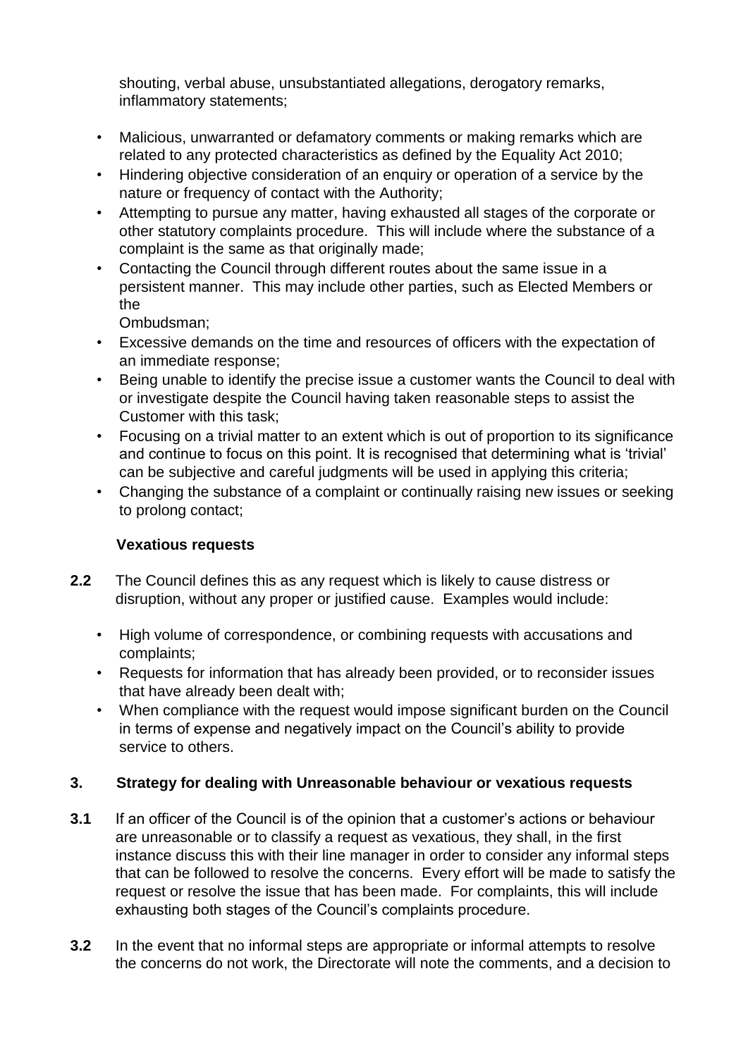shouting, verbal abuse, unsubstantiated allegations, derogatory remarks, inflammatory statements;

- Malicious, unwarranted or defamatory comments or making remarks which are related to any protected characteristics as defined by the Equality Act 2010;
- Hindering objective consideration of an enquiry or operation of a service by the nature or frequency of contact with the Authority;
- Attempting to pursue any matter, having exhausted all stages of the corporate or other statutory complaints procedure. This will include where the substance of a complaint is the same as that originally made;
- Contacting the Council through different routes about the same issue in a persistent manner. This may include other parties, such as Elected Members or the Ombudsman;
- Excessive demands on the time and resources of officers with the expectation of an immediate response;
- Being unable to identify the precise issue a customer wants the Council to deal with or investigate despite the Council having taken reasonable steps to assist the Customer with this task;
- Focusing on a trivial matter to an extent which is out of proportion to its significance and continue to focus on this point. It is recognised that determining what is 'trivial' can be subjective and careful judgments will be used in applying this criteria;
- Changing the substance of a complaint or continually raising new issues or seeking to prolong contact;

**Vexatious requests**

**2.2** The Council defines this as any request which is likely to cause distress or disruption, without any proper or justified cause. Examples would include:

- High volume of correspondence, or combining requests with accusations and complaints;
- Requests for information that has already been provided, or to reconsider issues that have already been dealt with;
- When compliance with the request would impose significant burden on the Council in terms of expense and negatively impact on the Council's ability to provide service to others.

## 3. Strategy for dealing with Unreasonable behaviour or vexatious requests

**3.1** If an officer of the Council is of the opinion that a customer's actions or behaviour are unreasonable or to classify a request as vexatious, they shall, in the first instance discuss this with their line manager in order to consider any informal steps that can be followed to resolve the concerns. Every effort will be made to satisfy the request or resolve the issue that has been made. For complaints, this will include exhausting both stages of the Council's complaints procedure.

**3.2** In the event that no informal steps are appropriate or informal attempts to resolve the concerns do not work, the Directorate will note the comments, and a decision to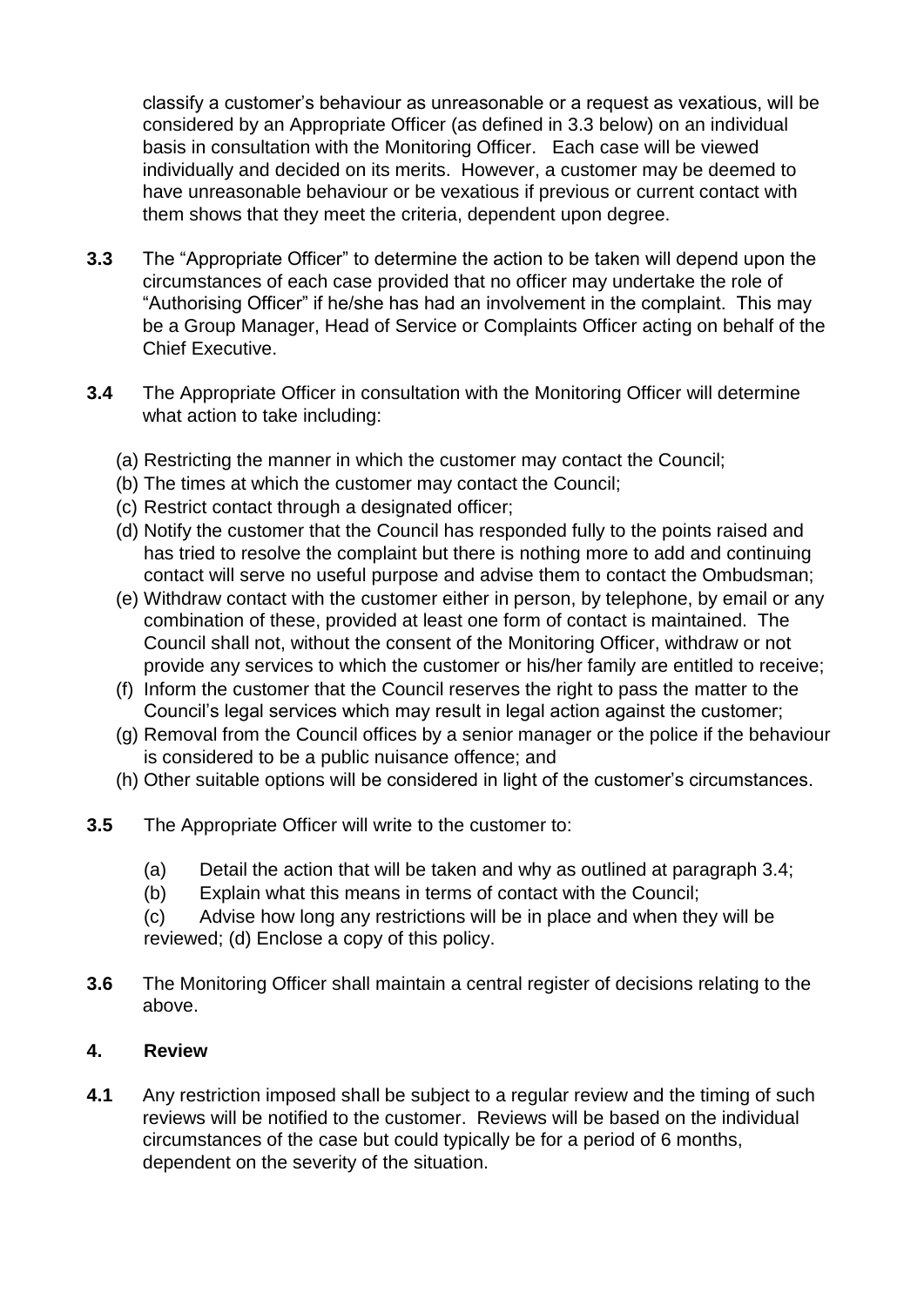classify a customer's behaviour as unreasonable or a request as vexatious, will be considered by an Appropriate Officer (as defined in 3.3 below) on an individual basis in consultation with the Monitoring Officer. Each case will be viewed individually and decided on its merits. However, a customer may be deemed to have unreasonable behaviour or be vexatious if previous or current contact with them shows that they meet the criteria, dependent upon degree.

**3.3** The "Appropriate Officer" to determine the action to be taken will depend upon the circumstances of each case provided that no officer may undertake the role of "Authorising Officer" if he/she has had an involvement in the complaint. This may be a Group Manager, Head of Service or Complaints Officer acting on behalf of the Chief Executive.

**3.4** The Appropriate Officer in consultation with the Monitoring Officer will determine what action to take including:

(a) Restricting the manner in which the customer may contact the Council;
(b) The times at which the customer may contact the Council;
(c) Restrict contact through a designated officer;
(d) Notify the customer that the Council has responded fully to the points raised and has tried to resolve the complaint but there is nothing more to add and continuing contact will serve no useful purpose and advise them to contact the Ombudsman;
(e) Withdraw contact with the customer either in person, by telephone, by email or any combination of these, provided at least one form of contact is maintained. The Council shall not, without the consent of the Monitoring Officer, withdraw or not provide any services to which the customer or his/her family are entitled to receive;
(f) Inform the customer that the Council reserves the right to pass the matter to the Council's legal services which may result in legal action against the customer;
(g) Removal from the Council offices by a senior manager or the police if the behaviour is considered to be a public nuisance offence; and
(h) Other suitable options will be considered in light of the customer's circumstances.

**3.5** The Appropriate Officer will write to the customer to:

(a) Detail the action that will be taken and why as outlined at paragraph 3.4;
(b) Explain what this means in terms of contact with the Council;
(c) Advise how long any restrictions will be in place and when they will be reviewed; (d) Enclose a copy of this policy.

**3.6** The Monitoring Officer shall maintain a central register of decisions relating to the above.

## 4. Review

**4.1** Any restriction imposed shall be subject to a regular review and the timing of such reviews will be notified to the customer. Reviews will be based on the individual circumstances of the case but could typically be for a period of 6 months, dependent on the severity of the situation.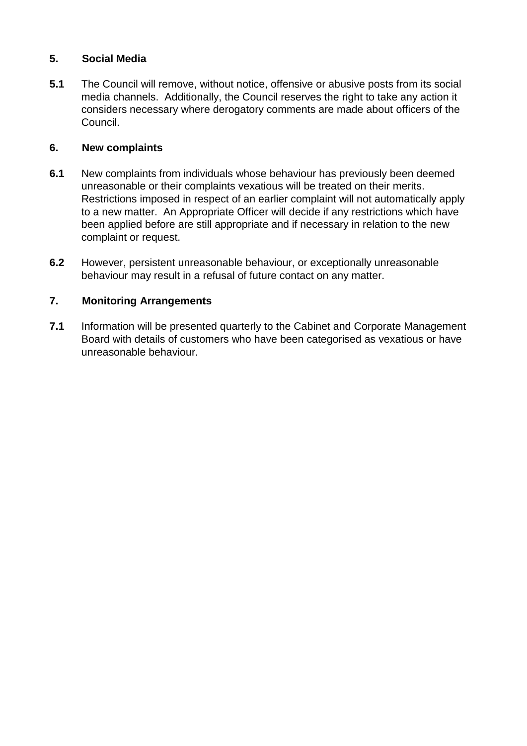## 5. Social Media

**5.1** The Council will remove, without notice, offensive or abusive posts from its social media channels. Additionally, the Council reserves the right to take any action it considers necessary where derogatory comments are made about officers of the Council.

## 6. New complaints

**6.1** New complaints from individuals whose behaviour has previously been deemed unreasonable or their complaints vexatious will be treated on their merits. Restrictions imposed in respect of an earlier complaint will not automatically apply to a new matter. An Appropriate Officer will decide if any restrictions which have been applied before are still appropriate and if necessary in relation to the new complaint or request.

**6.2** However, persistent unreasonable behaviour, or exceptionally unreasonable behaviour may result in a refusal of future contact on any matter.

## 7. Monitoring Arrangements

**7.1** Information will be presented quarterly to the Cabinet and Corporate Management Board with details of customers who have been categorised as vexatious or have unreasonable behaviour.